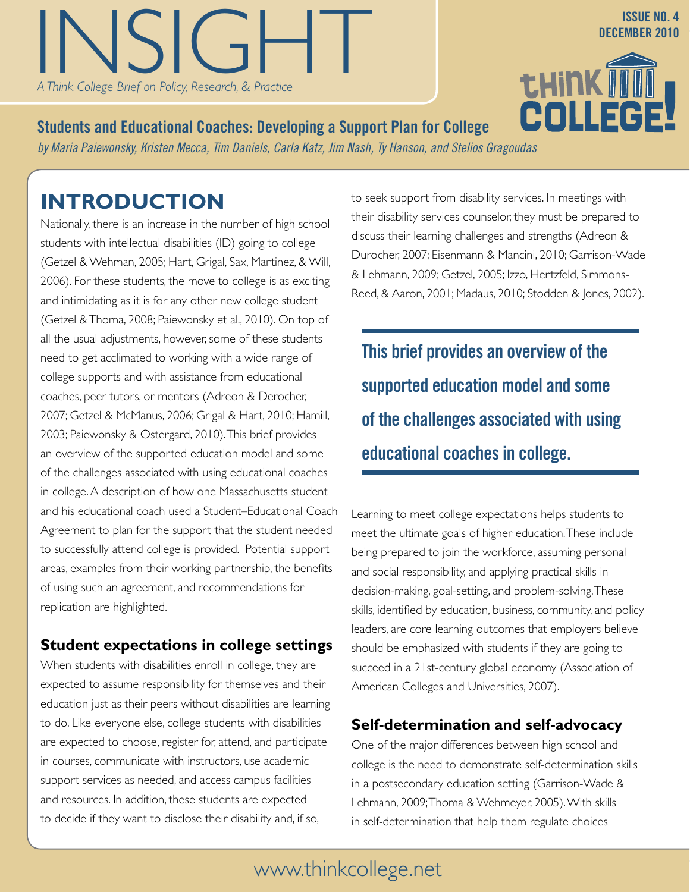# INSIGHT

*A Think College Brief on Policy, Research, & Practice*

**ISSUE NO. 4**
**DECEMBER 2010**

## Students and Educational Coaches: Developing a Support Plan for College

*by Maria Paiewonsky, Kristen Mecca, Tim Daniels, Carla Katz, Jim Nash, Ty Hanson, and Stelios Gragoudas*

## INTRODUCTION

Nationally, there is an increase in the number of high school students with intellectual disabilities (ID) going to college (Getzel & Wehman, 2005; Hart, Grigal, Sax, Martinez, & Will, 2006). For these students, the move to college is as exciting and intimidating as it is for any other new college student (Getzel & Thoma, 2008; Paiewonsky et al., 2010). On top of all the usual adjustments, however, some of these students need to get acclimated to working with a wide range of college supports and with assistance from educational coaches, peer tutors, or mentors (Adreon & Derocher, 2007; Getzel & McManus, 2006; Grigal & Hart, 2010; Hamill, 2003; Paiewonsky & Ostergard, 2010). This brief provides an overview of the supported education model and some of the challenges associated with using educational coaches in college. A description of how one Massachusetts student and his educational coach used a Student–Educational Coach Agreement to plan for the support that the student needed to successfully attend college is provided. Potential support areas, examples from their working partnership, the benefits of using such an agreement, and recommendations for replication are highlighted.

### Student expectations in college settings

When students with disabilities enroll in college, they are expected to assume responsibility for themselves and their education just as their peers without disabilities are learning to do. Like everyone else, college students with disabilities are expected to choose, register for, attend, and participate in courses, communicate with instructors, use academic support services as needed, and access campus facilities and resources. In addition, these students are expected to decide if they want to disclose their disability and, if so, to seek support from disability services. In meetings with their disability services counselor, they must be prepared to discuss their learning challenges and strengths (Adreon & Durocher, 2007; Eisenmann & Mancini, 2010; Garrison-Wade & Lehmann, 2009; Getzel, 2005; Izzo, Hertzfeld, Simmons-Reed, & Aaron, 2001; Madaus, 2010; Stodden & Jones, 2002).

> **This brief provides an overview of the supported education model and some of the challenges associated with using educational coaches in college.**

Learning to meet college expectations helps students to meet the ultimate goals of higher education. These include being prepared to join the workforce, assuming personal and social responsibility, and applying practical skills in decision-making, goal-setting, and problem-solving. These skills, identified by education, business, community, and policy leaders, are core learning outcomes that employers believe should be emphasized with students if they are going to succeed in a 21st-century global economy (Association of American Colleges and Universities, 2007).

### Self-determination and self-advocacy

One of the major differences between high school and college is the need to demonstrate self-determination skills in a postsecondary education setting (Garrison-Wade & Lehmann, 2009; Thoma & Wehmeyer, 2005). With skills in self-determination that help them regulate choices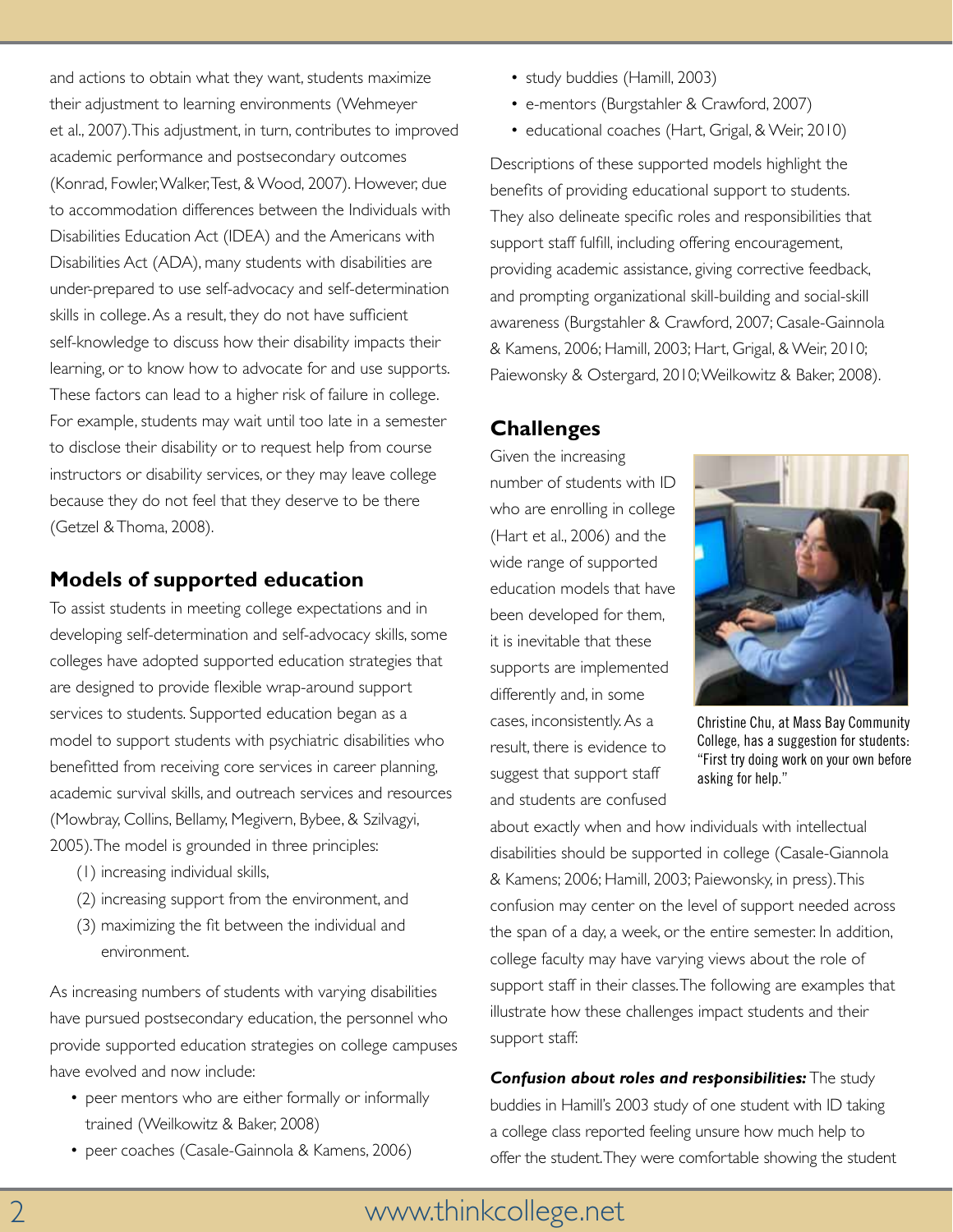and actions to obtain what they want, students maximize their adjustment to learning environments (Wehmeyer et al., 2007). This adjustment, in turn, contributes to improved academic performance and postsecondary outcomes (Konrad, Fowler, Walker, Test, & Wood, 2007). However, due to accommodation differences between the Individuals with Disabilities Education Act (IDEA) and the Americans with Disabilities Act (ADA), many students with disabilities are under-prepared to use self-advocacy and self-determination skills in college. As a result, they do not have sufficient self-knowledge to discuss how their disability impacts their learning, or to know how to advocate for and use supports. These factors can lead to a higher risk of failure in college. For example, students may wait until too late in a semester to disclose their disability or to request help from course instructors or disability services, or they may leave college because they do not feel that they deserve to be there (Getzel & Thoma, 2008).

## Models of supported education

To assist students in meeting college expectations and in developing self-determination and self-advocacy skills, some colleges have adopted supported education strategies that are designed to provide flexible wrap-around support services to students. Supported education began as a model to support students with psychiatric disabilities who benefitted from receiving core services in career planning, academic survival skills, and outreach services and resources (Mowbray, Collins, Bellamy, Megivern, Bybee, & Szilvagyi, 2005). The model is grounded in three principles:

(1) increasing individual skills,

(2) increasing support from the environment, and

(3) maximizing the fit between the individual and environment.

As increasing numbers of students with varying disabilities have pursued postsecondary education, the personnel who provide supported education strategies on college campuses have evolved and now include:

- peer mentors who are either formally or informally trained (Weilkowitz & Baker, 2008)
- peer coaches (Casale-Gainnola & Kamens, 2006)
- study buddies (Hamill, 2003)
- e-mentors (Burgstahler & Crawford, 2007)
- educational coaches (Hart, Grigal, & Weir, 2010)

Descriptions of these supported models highlight the benefits of providing educational support to students. They also delineate specific roles and responsibilities that support staff fulfill, including offering encouragement, providing academic assistance, giving corrective feedback, and prompting organizational skill-building and social-skill awareness (Burgstahler & Crawford, 2007; Casale-Gainnola & Kamens, 2006; Hamill, 2003; Hart, Grigal, & Weir, 2010; Paiewonsky & Ostergard, 2010; Weilkowitz & Baker, 2008).

## Challenges

Given the increasing number of students with ID who are enrolling in college (Hart et al., 2006) and the wide range of supported education models that have been developed for them, it is inevitable that these supports are implemented differently and, in some cases, inconsistently. As a result, there is evidence to suggest that support staff and students are confused about exactly when and how individuals with intellectual disabilities should be supported in college (Casale-Giannola & Kamens; 2006; Hamill, 2003; Paiewonsky, in press). This confusion may center on the level of support needed across the span of a day, a week, or the entire semester. In addition, college faculty may have varying views about the role of support staff in their classes. The following are examples that illustrate how these challenges impact students and their support staff:

Christine Chu, at Mass Bay Community College, has a suggestion for students: "First try doing work on your own before asking for help."

***Confusion about roles and responsibilities:*** The study buddies in Hamill's 2003 study of one student with ID taking a college class reported feeling unsure how much help to offer the student. They were comfortable showing the student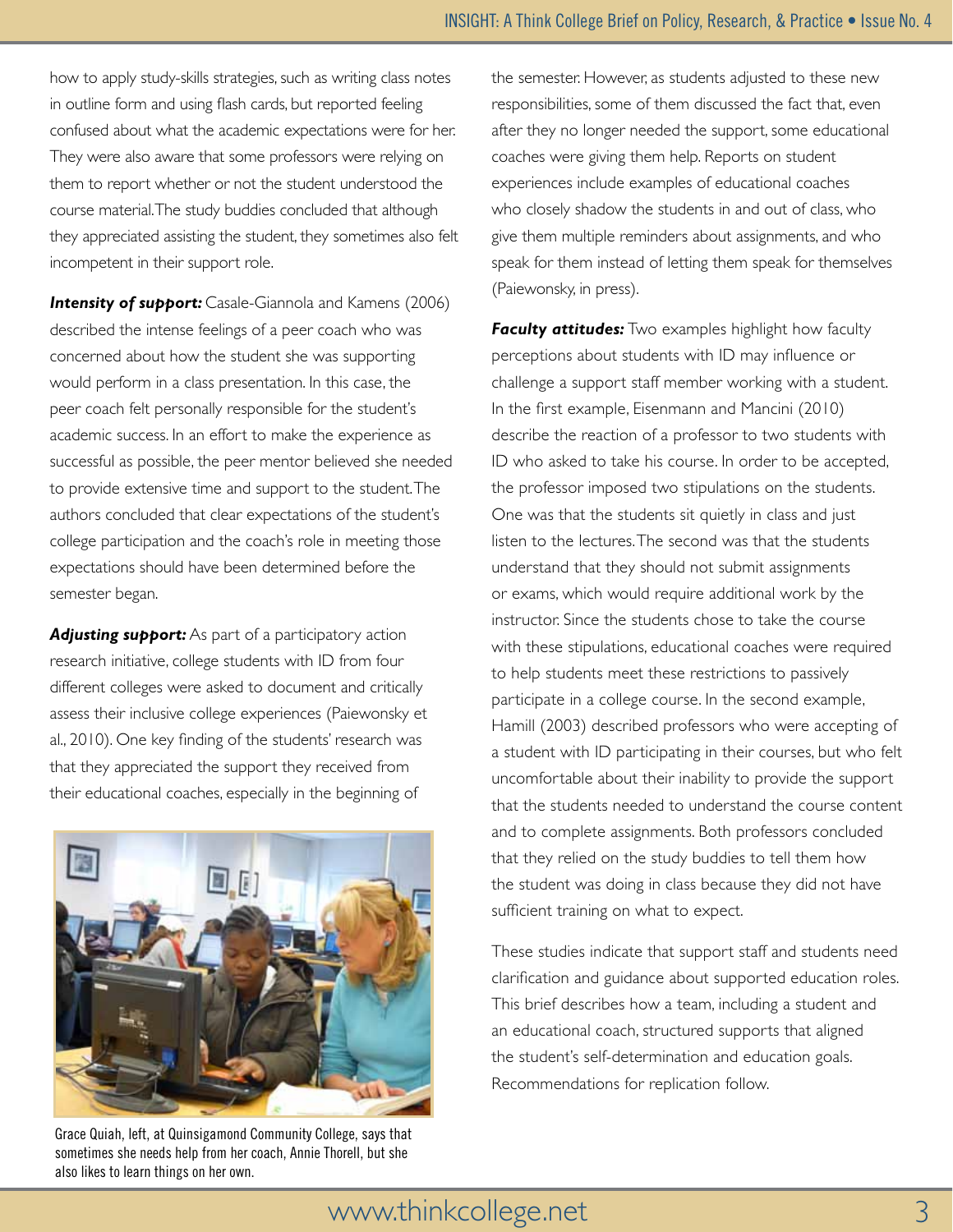how to apply study-skills strategies, such as writing class notes in outline form and using flash cards, but reported feeling confused about what the academic expectations were for her. They were also aware that some professors were relying on them to report whether or not the student understood the course material. The study buddies concluded that although they appreciated assisting the student, they sometimes also felt incompetent in their support role.

***Intensity of support:*** Casale-Giannola and Kamens (2006) described the intense feelings of a peer coach who was concerned about how the student she was supporting would perform in a class presentation. In this case, the peer coach felt personally responsible for the student's academic success. In an effort to make the experience as successful as possible, the peer mentor believed she needed to provide extensive time and support to the student. The authors concluded that clear expectations of the student's college participation and the coach's role in meeting those expectations should have been determined before the semester began.

***Adjusting support:*** As part of a participatory action research initiative, college students with ID from four different colleges were asked to document and critically assess their inclusive college experiences (Paiewonsky et al., 2010). One key finding of the students' research was that they appreciated the support they received from their educational coaches, especially in the beginning of the semester. However, as students adjusted to these new responsibilities, some of them discussed the fact that, even after they no longer needed the support, some educational coaches were giving them help. Reports on student experiences include examples of educational coaches who closely shadow the students in and out of class, who give them multiple reminders about assignments, and who speak for them instead of letting them speak for themselves (Paiewonsky, in press).

Grace Quiah, left, at Quinsigamond Community College, says that sometimes she needs help from her coach, Annie Thorell, but she also likes to learn things on her own.

***Faculty attitudes:*** Two examples highlight how faculty perceptions about students with ID may influence or challenge a support staff member working with a student. In the first example, Eisenmann and Mancini (2010) describe the reaction of a professor to two students with ID who asked to take his course. In order to be accepted, the professor imposed two stipulations on the students. One was that the students sit quietly in class and just listen to the lectures. The second was that the students understand that they should not submit assignments or exams, which would require additional work by the instructor. Since the students chose to take the course with these stipulations, educational coaches were required to help students meet these restrictions to passively participate in a college course. In the second example, Hamill (2003) described professors who were accepting of a student with ID participating in their courses, but who felt uncomfortable about their inability to provide the support that the students needed to understand the course content and to complete assignments. Both professors concluded that they relied on the study buddies to tell them how the student was doing in class because they did not have sufficient training on what to expect.

These studies indicate that support staff and students need clarification and guidance about supported education roles. This brief describes how a team, including a student and an educational coach, structured supports that aligned the student's self-determination and education goals. Recommendations for replication follow.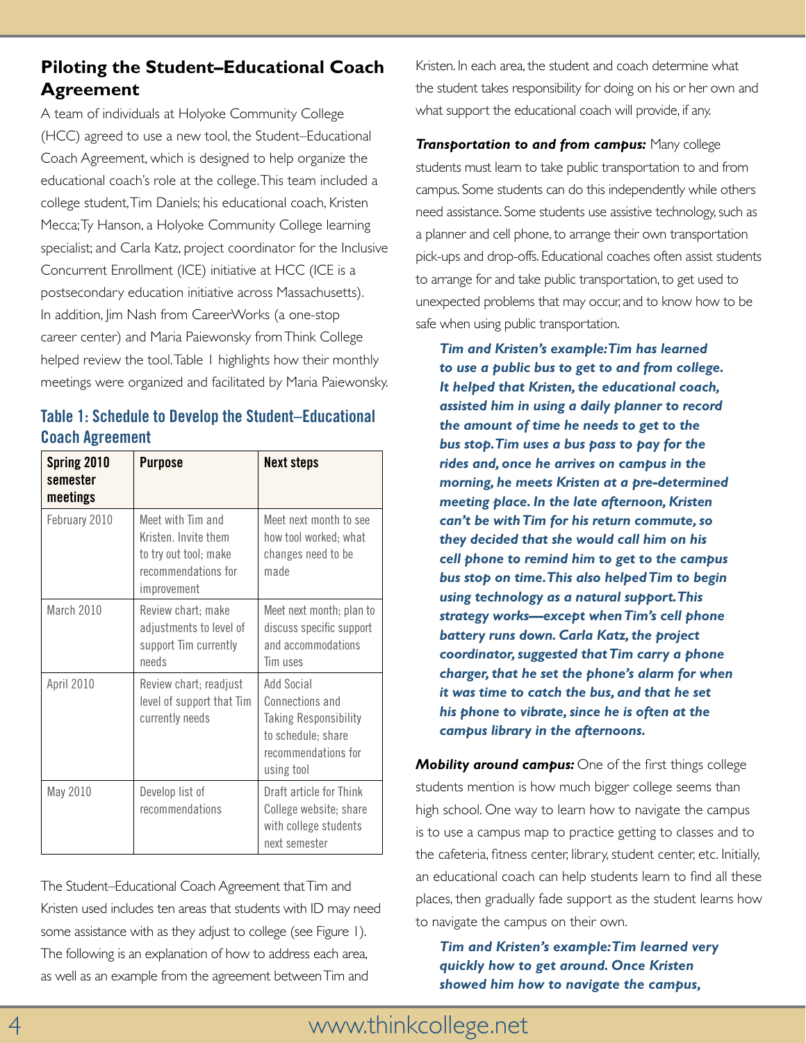## Piloting the Student–Educational Coach Agreement

A team of individuals at Holyoke Community College (HCC) agreed to use a new tool, the Student–Educational Coach Agreement, which is designed to help organize the educational coach's role at the college. This team included a college student, Tim Daniels; his educational coach, Kristen Mecca; Ty Hanson, a Holyoke Community College learning specialist; and Carla Katz, project coordinator for the Inclusive Concurrent Enrollment (ICE) initiative at HCC (ICE is a postsecondary education initiative across Massachusetts). In addition, Jim Nash from CareerWorks (a one-stop career center) and Maria Paiewonsky from Think College helped review the tool. Table 1 highlights how their monthly meetings were organized and facilitated by Maria Paiewonsky.

### Table 1: Schedule to Develop the Student–Educational Coach Agreement

| Spring 2010 semester meetings | Purpose | Next steps |
|---|---|---|
| February 2010 | Meet with Tim and Kristen. Invite them to try out tool; make recommendations for improvement | Meet next month to see how tool worked; what changes need to be made |
| March 2010 | Review chart; make adjustments to level of support Tim currently needs | Meet next month; plan to discuss specific support and accommodations Tim uses |
| April 2010 | Review chart; readjust level of support that Tim currently needs | Add Social Connections and Taking Responsibility to schedule; share recommendations for using tool |
| May 2010 | Develop list of recommendations | Draft article for Think College website; share with college students next semester |

The Student–Educational Coach Agreement that Tim and Kristen used includes ten areas that students with ID may need some assistance with as they adjust to college (see Figure 1). The following is an explanation of how to address each area, as well as an example from the agreement between Tim and Kristen. In each area, the student and coach determine what the student takes responsibility for doing on his or her own and what support the educational coach will provide, if any.

***Transportation to and from campus:*** Many college students must learn to take public transportation to and from campus. Some students can do this independently while others need assistance. Some students use assistive technology, such as a planner and cell phone, to arrange their own transportation pick-ups and drop-offs. Educational coaches often assist students to arrange for and take public transportation, to get used to unexpected problems that may occur, and to know how to be safe when using public transportation.

> ***Tim and Kristen's example: Tim has learned to use a public bus to get to and from college. It helped that Kristen, the educational coach, assisted him in using a daily planner to record the amount of time he needs to get to the bus stop. Tim uses a bus pass to pay for the rides and, once he arrives on campus in the morning, he meets Kristen at a pre-determined meeting place. In the late afternoon, Kristen can't be with Tim for his return commute, so they decided that she would call him on his cell phone to remind him to get to the campus bus stop on time. This also helped Tim to begin using technology as a natural support. This strategy works—except when Tim's cell phone battery runs down. Carla Katz, the project coordinator, suggested that Tim carry a phone charger, that he set the phone's alarm for when it was time to catch the bus, and that he set his phone to vibrate, since he is often at the campus library in the afternoons.***

***Mobility around campus:*** One of the first things college students mention is how much bigger college seems than high school. One way to learn how to navigate the campus is to use a campus map to practice getting to classes and to the cafeteria, fitness center, library, student center, etc. Initially, an educational coach can help students learn to find all these places, then gradually fade support as the student learns how to navigate the campus on their own.

> ***Tim and Kristen's example: Tim learned very quickly how to get around. Once Kristen showed him how to navigate the campus,***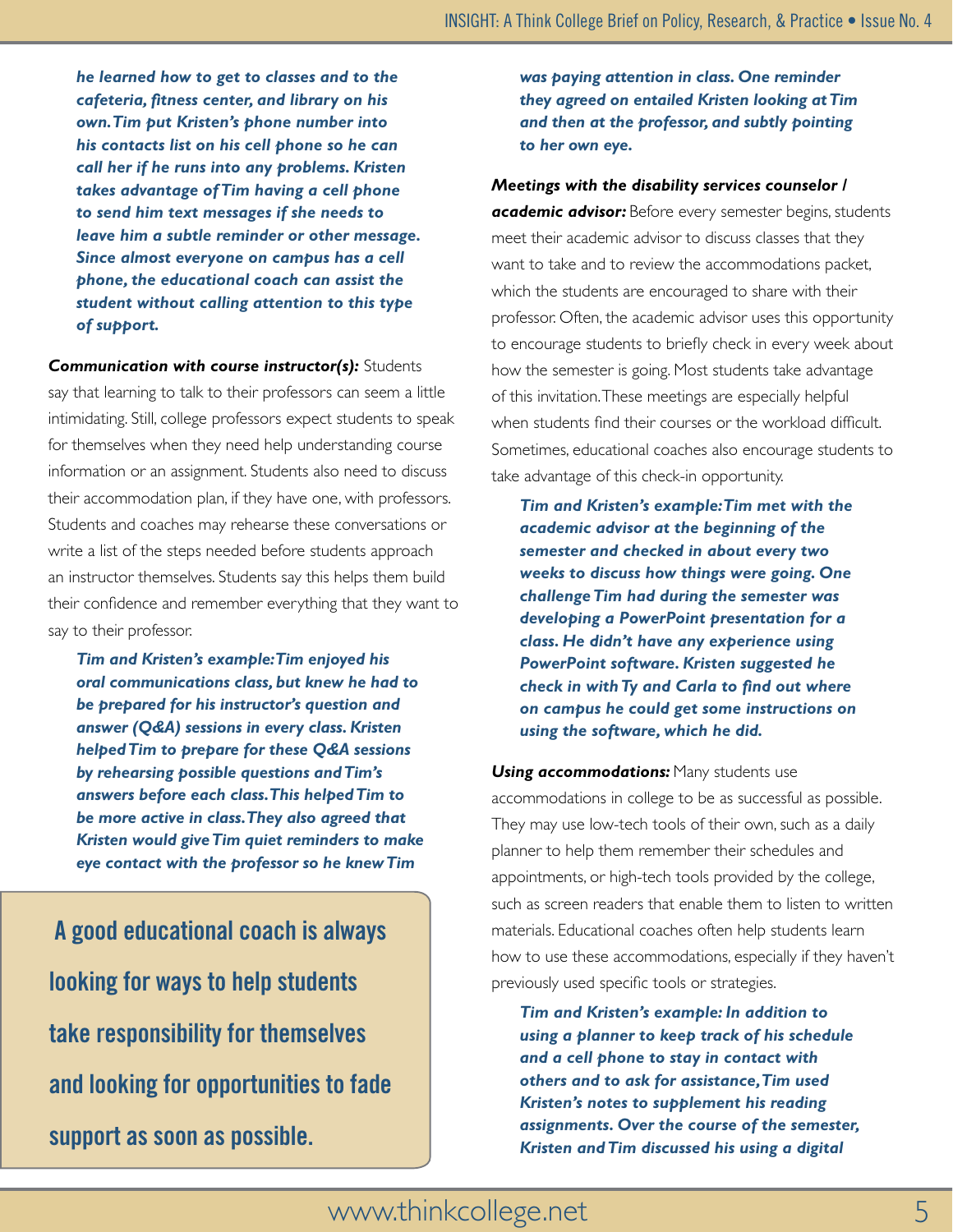***he learned how to get to classes and to the cafeteria, fitness center, and library on his own. Tim put Kristen's phone number into his contacts list on his cell phone so he can call her if he runs into any problems. Kristen takes advantage of Tim having a cell phone to send him text messages if she needs to leave him a subtle reminder or other message. Since almost everyone on campus has a cell phone, the educational coach can assist the student without calling attention to this type of support.***

***Communication with course instructor(s):*** Students say that learning to talk to their professors can seem a little intimidating. Still, college professors expect students to speak for themselves when they need help understanding course information or an assignment. Students also need to discuss their accommodation plan, if they have one, with professors. Students and coaches may rehearse these conversations or write a list of the steps needed before students approach an instructor themselves. Students say this helps them build their confidence and remember everything that they want to say to their professor.

***Tim and Kristen's example: Tim enjoyed his oral communications class, but knew he had to be prepared for his instructor's question and answer (Q&A) sessions in every class. Kristen helped Tim to prepare for these Q&A sessions by rehearsing possible questions and Tim's answers before each class. This helped Tim to be more active in class. They also agreed that Kristen would give Tim quiet reminders to make eye contact with the professor so he knew Tim was paying attention in class. One reminder they agreed on entailed Kristen looking at Tim and then at the professor, and subtly pointing to her own eye.***

> **A good educational coach is always looking for ways to help students take responsibility for themselves and looking for opportunities to fade support as soon as possible.**

***Meetings with the disability services counselor / academic advisor:*** Before every semester begins, students meet their academic advisor to discuss classes that they want to take and to review the accommodations packet, which the students are encouraged to share with their professor. Often, the academic advisor uses this opportunity to encourage students to briefly check in every week about how the semester is going. Most students take advantage of this invitation. These meetings are especially helpful when students find their courses or the workload difficult. Sometimes, educational coaches also encourage students to take advantage of this check-in opportunity.

***Tim and Kristen's example: Tim met with the academic advisor at the beginning of the semester and checked in about every two weeks to discuss how things were going. One challenge Tim had during the semester was developing a PowerPoint presentation for a class. He didn't have any experience using PowerPoint software. Kristen suggested he check in with Ty and Carla to find out where on campus he could get some instructions on using the software, which he did.***

***Using accommodations:*** Many students use accommodations in college to be as successful as possible. They may use low-tech tools of their own, such as a daily planner to help them remember their schedules and appointments, or high-tech tools provided by the college, such as screen readers that enable them to listen to written materials. Educational coaches often help students learn how to use these accommodations, especially if they haven't previously used specific tools or strategies.

***Tim and Kristen's example: In addition to using a planner to keep track of his schedule and a cell phone to stay in contact with others and to ask for assistance, Tim used Kristen's notes to supplement his reading assignments. Over the course of the semester, Kristen and Tim discussed his using a digital***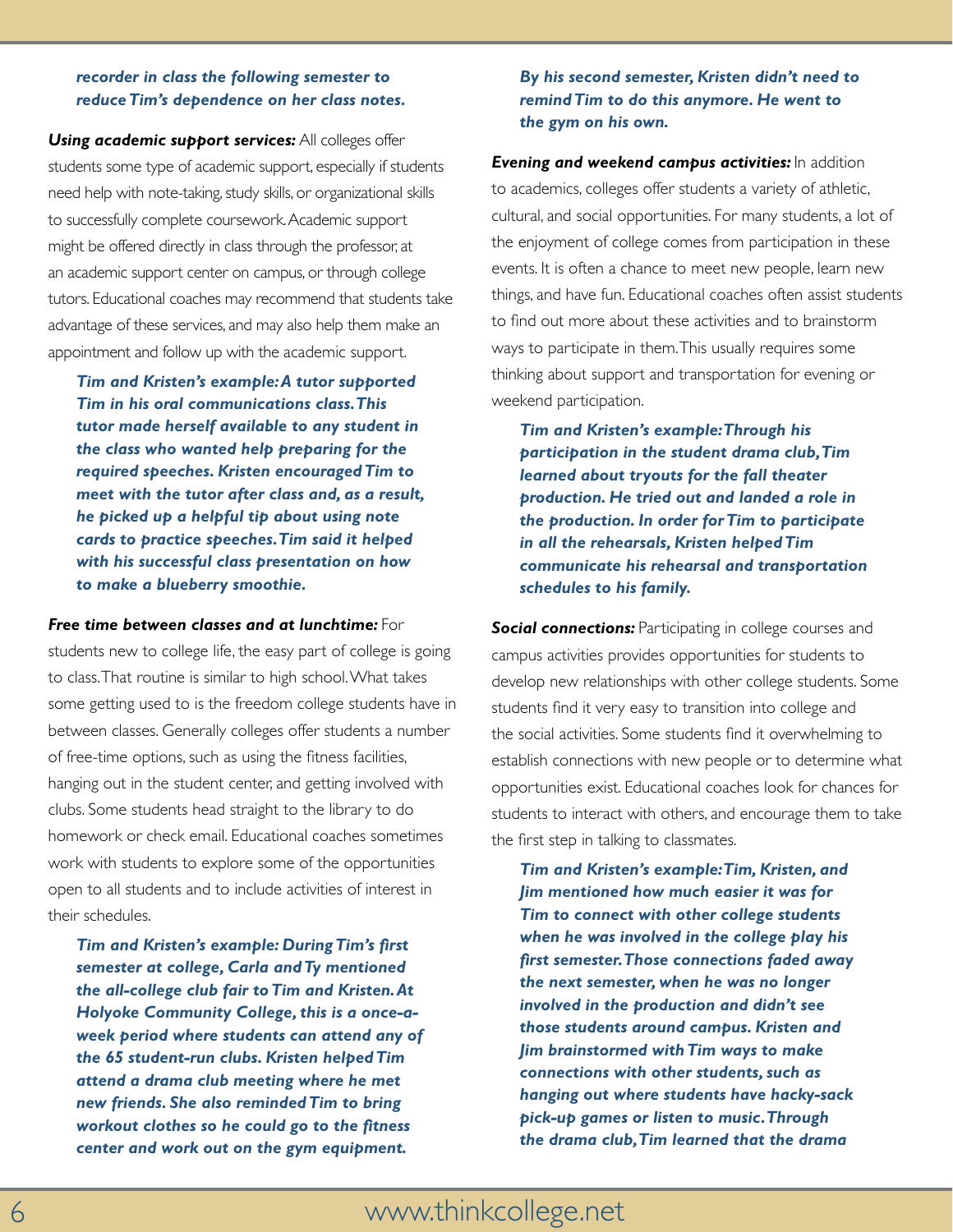***recorder in class the following semester to reduce Tim's dependence on her class notes.***

***Using academic support services:*** All colleges offer students some type of academic support, especially if students need help with note-taking, study skills, or organizational skills to successfully complete coursework. Academic support might be offered directly in class through the professor, at an academic support center on campus, or through college tutors. Educational coaches may recommend that students take advantage of these services, and may also help them make an appointment and follow up with the academic support.

> ***Tim and Kristen's example: A tutor supported Tim in his oral communications class. This tutor made herself available to any student in the class who wanted help preparing for the required speeches. Kristen encouraged Tim to meet with the tutor after class and, as a result, he picked up a helpful tip about using note cards to practice speeches. Tim said it helped with his successful class presentation on how to make a blueberry smoothie.***

***Free time between classes and at lunchtime:*** For students new to college life, the easy part of college is going to class. That routine is similar to high school. What takes some getting used to is the freedom college students have in between classes. Generally colleges offer students a number of free-time options, such as using the fitness facilities, hanging out in the student center, and getting involved with clubs. Some students head straight to the library to do homework or check email. Educational coaches sometimes work with students to explore some of the opportunities open to all students and to include activities of interest in their schedules.

> ***Tim and Kristen's example: During Tim's first semester at college, Carla and Ty mentioned the all-college club fair to Tim and Kristen. At Holyoke Community College, this is a once-a-week period where students can attend any of the 65 student-run clubs. Kristen helped Tim attend a drama club meeting where he met new friends. She also reminded Tim to bring workout clothes so he could go to the fitness center and work out on the gym equipment. By his second semester, Kristen didn't need to remind Tim to do this anymore. He went to the gym on his own.***

***Evening and weekend campus activities:*** In addition to academics, colleges offer students a variety of athletic, cultural, and social opportunities. For many students, a lot of the enjoyment of college comes from participation in these events. It is often a chance to meet new people, learn new things, and have fun. Educational coaches often assist students to find out more about these activities and to brainstorm ways to participate in them. This usually requires some thinking about support and transportation for evening or weekend participation.

> ***Tim and Kristen's example: Through his participation in the student drama club, Tim learned about tryouts for the fall theater production. He tried out and landed a role in the production. In order for Tim to participate in all the rehearsals, Kristen helped Tim communicate his rehearsal and transportation schedules to his family.***

***Social connections:*** Participating in college courses and campus activities provides opportunities for students to develop new relationships with other college students. Some students find it very easy to transition into college and the social activities. Some students find it overwhelming to establish connections with new people or to determine what opportunities exist. Educational coaches look for chances for students to interact with others, and encourage them to take the first step in talking to classmates.

> ***Tim and Kristen's example: Tim, Kristen, and Jim mentioned how much easier it was for Tim to connect with other college students when he was involved in the college play his first semester. Those connections faded away the next semester, when he was no longer involved in the production and didn't see those students around campus. Kristen and Jim brainstormed with Tim ways to make connections with other students, such as hanging out where students have hacky-sack pick-up games or listen to music. Through the drama club, Tim learned that the drama***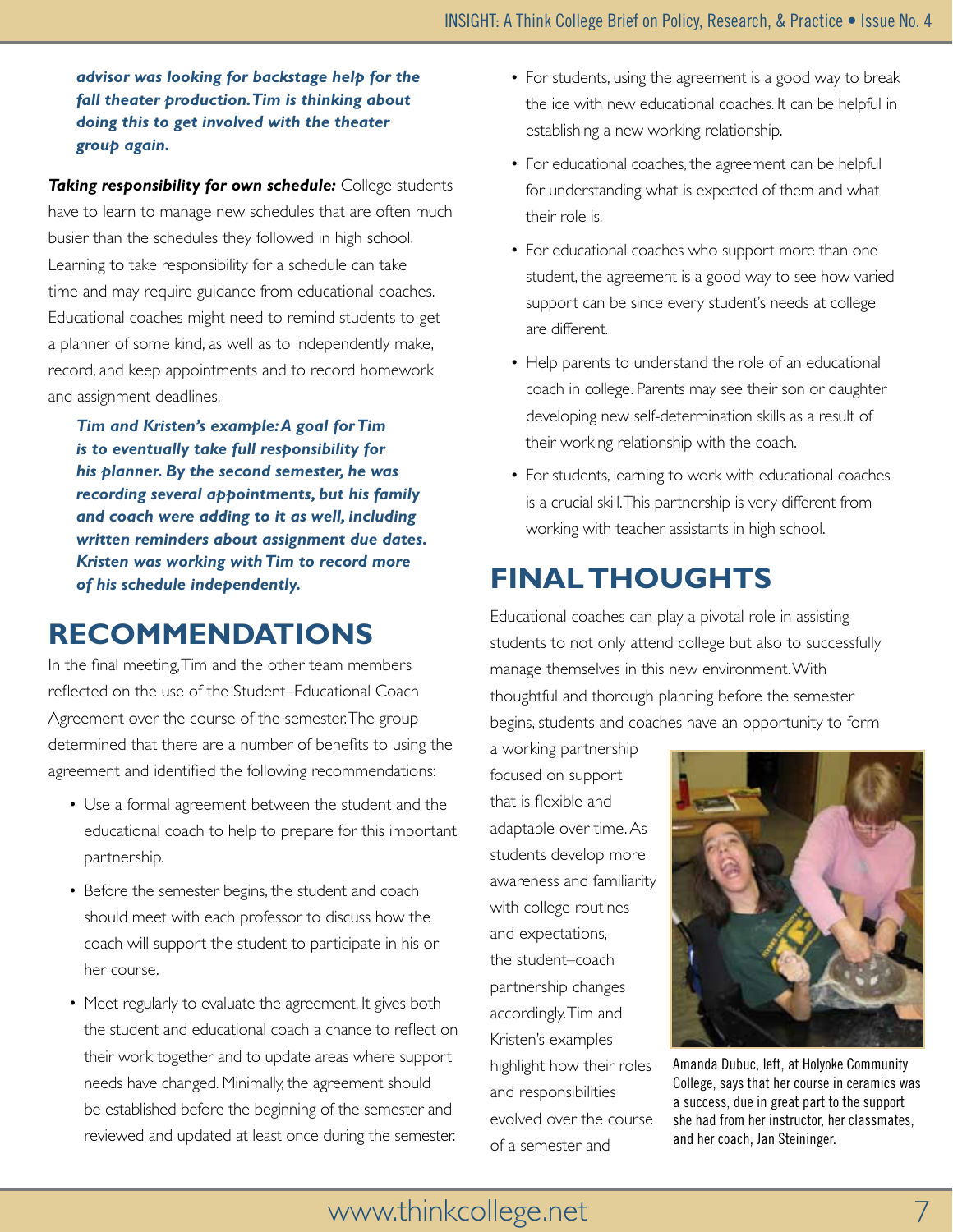***advisor was looking for backstage help for the fall theater production. Tim is thinking about doing this to get involved with the theater group again.***

***Taking responsibility for own schedule:*** College students have to learn to manage new schedules that are often much busier than the schedules they followed in high school. Learning to take responsibility for a schedule can take time and may require guidance from educational coaches. Educational coaches might need to remind students to get a planner of some kind, as well as to independently make, record, and keep appointments and to record homework and assignment deadlines.

***Tim and Kristen's example: A goal for Tim is to eventually take full responsibility for his planner. By the second semester, he was recording several appointments, but his family and coach were adding to it as well, including written reminders about assignment due dates. Kristen was working with Tim to record more of his schedule independently.***

## RECOMMENDATIONS

In the final meeting, Tim and the other team members reflected on the use of the Student–Educational Coach Agreement over the course of the semester. The group determined that there are a number of benefits to using the agreement and identified the following recommendations:

- Use a formal agreement between the student and the educational coach to help to prepare for this important partnership.
- Before the semester begins, the student and coach should meet with each professor to discuss how the coach will support the student to participate in his or her course.
- Meet regularly to evaluate the agreement. It gives both the student and educational coach a chance to reflect on their work together and to update areas where support needs have changed. Minimally, the agreement should be established before the beginning of the semester and reviewed and updated at least once during the semester.
- For students, using the agreement is a good way to break the ice with new educational coaches. It can be helpful in establishing a new working relationship.
- For educational coaches, the agreement can be helpful for understanding what is expected of them and what their role is.
- For educational coaches who support more than one student, the agreement is a good way to see how varied support can be since every student's needs at college are different.
- Help parents to understand the role of an educational coach in college. Parents may see their son or daughter developing new self-determination skills as a result of their working relationship with the coach.
- For students, learning to work with educational coaches is a crucial skill. This partnership is very different from working with teacher assistants in high school.

## FINAL THOUGHTS

Educational coaches can play a pivotal role in assisting students to not only attend college but also to successfully manage themselves in this new environment. With thoughtful and thorough planning before the semester begins, students and coaches have an opportunity to form a working partnership focused on support that is flexible and adaptable over time. As students develop more awareness and familiarity with college routines and expectations, the student–coach partnership changes accordingly. Tim and Kristen's examples highlight how their roles and responsibilities evolved over the course of a semester and

Amanda Dubuc, left, at Holyoke Community College, says that her course in ceramics was a success, due in great part to the support she had from her instructor, her classmates, and her coach, Jan Steininger.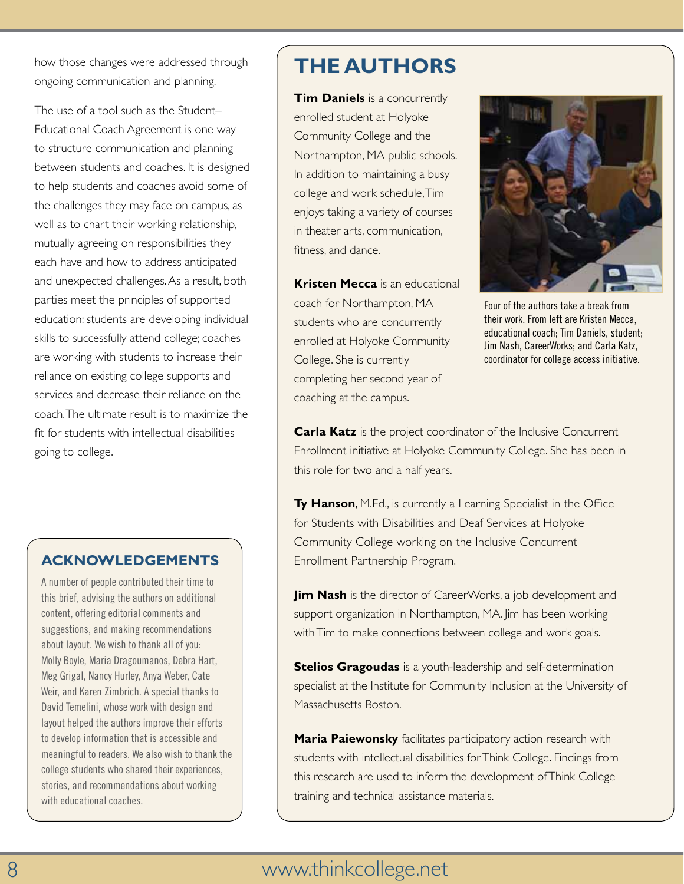how those changes were addressed through ongoing communication and planning.

The use of a tool such as the Student–Educational Coach Agreement is one way to structure communication and planning between students and coaches. It is designed to help students and coaches avoid some of the challenges they may face on campus, as well as to chart their working relationship, mutually agreeing on responsibilities they each have and how to address anticipated and unexpected challenges. As a result, both parties meet the principles of supported education: students are developing individual skills to successfully attend college; coaches are working with students to increase their reliance on existing college supports and services and decrease their reliance on the coach. The ultimate result is to maximize the fit for students with intellectual disabilities going to college.

## ACKNOWLEDGEMENTS

A number of people contributed their time to this brief, advising the authors on additional content, offering editorial comments and suggestions, and making recommendations about layout. We wish to thank all of you: Molly Boyle, Maria Dragoumanos, Debra Hart, Meg Grigal, Nancy Hurley, Anya Weber, Cate Weir, and Karen Zimbrich. A special thanks to David Temelini, whose work with design and layout helped the authors improve their efforts to develop information that is accessible and meaningful to readers. We also wish to thank the college students who shared their experiences, stories, and recommendations about working with educational coaches.

## THE AUTHORS

**Tim Daniels** is a concurrently enrolled student at Holyoke Community College and the Northampton, MA public schools. In addition to maintaining a busy college and work schedule, Tim enjoys taking a variety of courses in theater arts, communication, fitness, and dance.

**Kristen Mecca** is an educational coach for Northampton, MA students who are concurrently enrolled at Holyoke Community College. She is currently completing her second year of coaching at the campus.

Four of the authors take a break from their work. From left are Kristen Mecca, educational coach; Tim Daniels, student; Jim Nash, CareerWorks; and Carla Katz, coordinator for college access initiative.

**Carla Katz** is the project coordinator of the Inclusive Concurrent Enrollment initiative at Holyoke Community College. She has been in this role for two and a half years.

**Ty Hanson**, M.Ed., is currently a Learning Specialist in the Office for Students with Disabilities and Deaf Services at Holyoke Community College working on the Inclusive Concurrent Enrollment Partnership Program.

**Jim Nash** is the director of CareerWorks, a job development and support organization in Northampton, MA. Jim has been working with Tim to make connections between college and work goals.

**Stelios Gragoudas** is a youth-leadership and self-determination specialist at the Institute for Community Inclusion at the University of Massachusetts Boston.

**Maria Paiewonsky** facilitates participatory action research with students with intellectual disabilities for Think College. Findings from this research are used to inform the development of Think College training and technical assistance materials.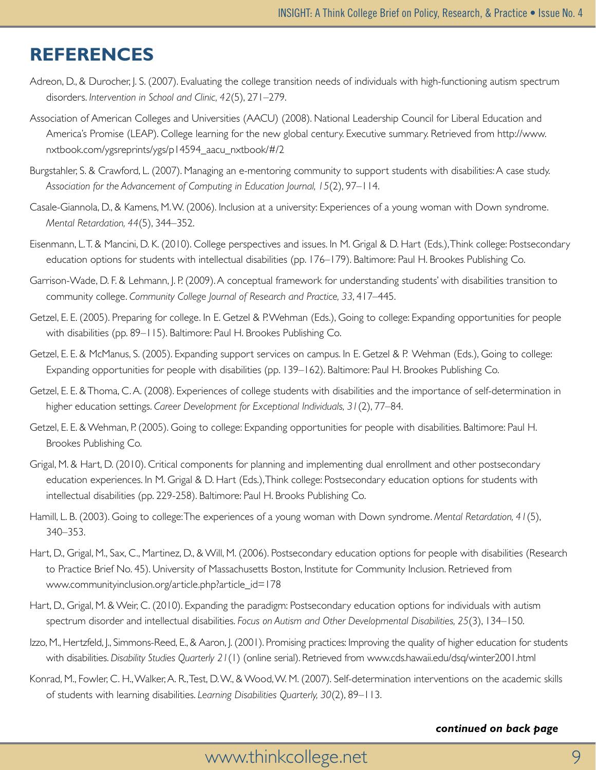## REFERENCES

Adreon, D., & Durocher, J. S. (2007). Evaluating the college transition needs of individuals with high-functioning autism spectrum disorders. *Intervention in School and Clinic, 42*(5), 271–279.

Association of American Colleges and Universities (AACU) (2008). National Leadership Council for Liberal Education and America's Promise (LEAP). College learning for the new global century. Executive summary. Retrieved from http://www.nxtbook.com/ygsreprints/ygs/p14594_aacu_nxtbook/#/2

Burgstahler, S. & Crawford, L. (2007). Managing an e-mentoring community to support students with disabilities: A case study. *Association for the Advancement of Computing in Education Journal, 15*(2), 97–114.

Casale-Giannola, D., & Kamens, M. W. (2006). Inclusion at a university: Experiences of a young woman with Down syndrome. *Mental Retardation, 44*(5), 344–352.

Eisenmann, L. T. & Mancini, D. K. (2010). College perspectives and issues. In M. Grigal & D. Hart (Eds.), Think college: Postsecondary education options for students with intellectual disabilities (pp. 176–179). Baltimore: Paul H. Brookes Publishing Co.

Garrison-Wade, D. F. & Lehmann, J. P. (2009). A conceptual framework for understanding students' with disabilities transition to community college. *Community College Journal of Research and Practice, 33*, 417–445.

Getzel, E. E. (2005). Preparing for college. In E. Getzel & P. Wehman (Eds.), Going to college: Expanding opportunities for people with disabilities (pp. 89–115). Baltimore: Paul H. Brookes Publishing Co.

Getzel, E. E. & McManus, S. (2005). Expanding support services on campus. In E. Getzel & P. Wehman (Eds.), Going to college: Expanding opportunities for people with disabilities (pp. 139–162). Baltimore: Paul H. Brookes Publishing Co.

Getzel, E. E. & Thoma, C. A. (2008). Experiences of college students with disabilities and the importance of self-determination in higher education settings. *Career Development for Exceptional Individuals, 31*(2), 77–84.

Getzel, E. E. & Wehman, P. (2005). Going to college: Expanding opportunities for people with disabilities. Baltimore: Paul H. Brookes Publishing Co.

Grigal, M. & Hart, D. (2010). Critical components for planning and implementing dual enrollment and other postsecondary education experiences. In M. Grigal & D. Hart (Eds.), Think college: Postsecondary education options for students with intellectual disabilities (pp. 229-258). Baltimore: Paul H. Brooks Publishing Co.

Hamill, L. B. (2003). Going to college: The experiences of a young woman with Down syndrome. *Mental Retardation, 41*(5), 340–353.

Hart, D., Grigal, M., Sax, C., Martinez, D., & Will, M. (2006). Postsecondary education options for people with disabilities (Research to Practice Brief No. 45). University of Massachusetts Boston, Institute for Community Inclusion. Retrieved from www.communityinclusion.org/article.php?article_id=178

Hart, D., Grigal, M. & Weir, C. (2010). Expanding the paradigm: Postsecondary education options for individuals with autism spectrum disorder and intellectual disabilities. *Focus on Autism and Other Developmental Disabilities, 25*(3), 134–150.

Izzo, M., Hertzfeld, J., Simmons-Reed, E., & Aaron, J. (2001). Promising practices: Improving the quality of higher education for students with disabilities. *Disability Studies Quarterly 21*(1) (online serial). Retrieved from www.cds.hawaii.edu/dsq/winter2001.html

Konrad, M., Fowler, C. H., Walker, A. R., Test, D. W., & Wood, W. M. (2007). Self-determination interventions on the academic skills of students with learning disabilities. *Learning Disabilities Quarterly, 30*(2), 89–113.

***continued on back page***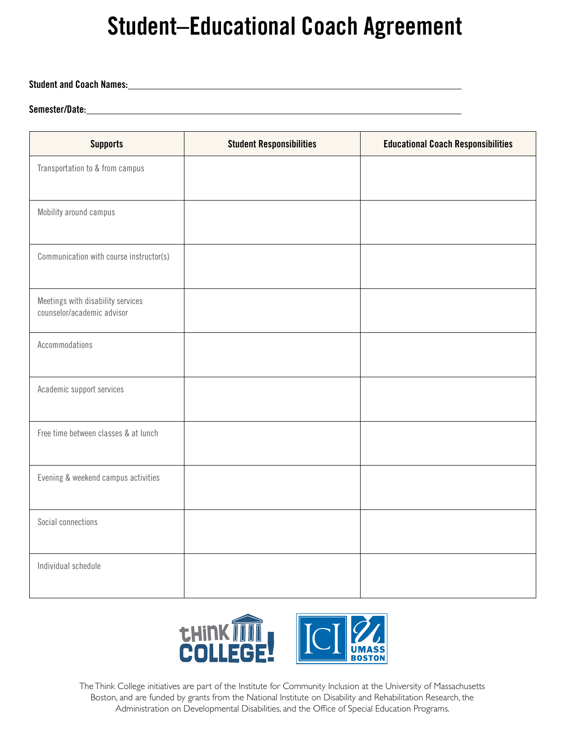# Student–Educational Coach Agreement

**Student and Coach Names:** ______________________________________________

**Semester/Date:** ______________________________________________

| Supports | Student Responsibilities | Educational Coach Responsibilities |
|---|---|---|
| Transportation to & from campus | | |
| Mobility around campus | | |
| Communication with course instructor(s) | | |
| Meetings with disability services counselor/academic advisor | | |
| Accommodations | | |
| Academic support services | | |
| Free time between classes & at lunch | | |
| Evening & weekend campus activities | | |
| Social connections | | |
| Individual schedule | | |

Think College! ICI UMass Boston

The Think College initiatives are part of the Institute for Community Inclusion at the University of Massachusetts Boston, and are funded by grants from the National Institute on Disability and Rehabilitation Research, the Administration on Developmental Disabilities, and the Office of Special Education Programs.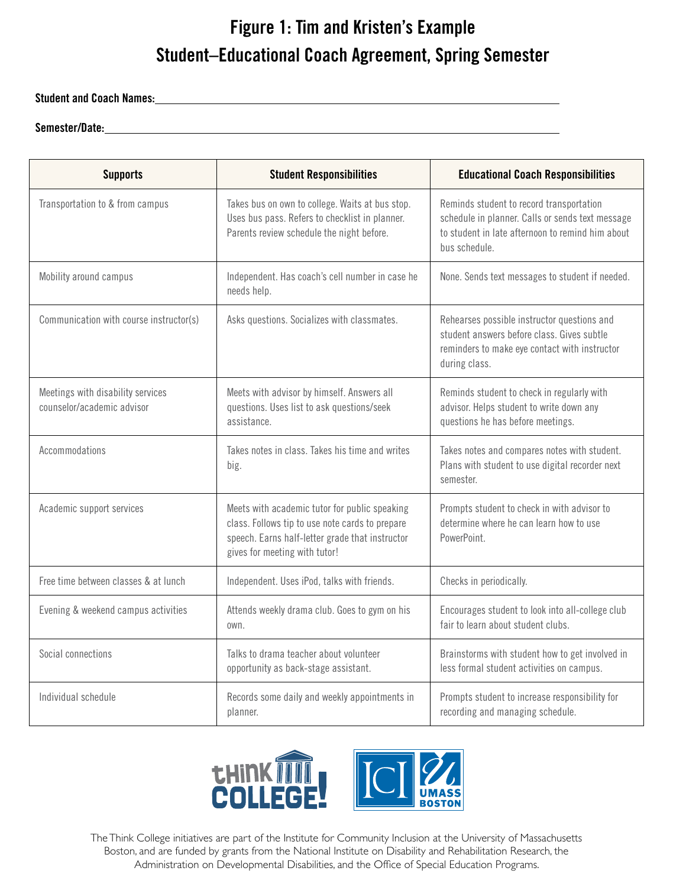# Figure 1: Tim and Kristen's Example Student–Educational Coach Agreement, Spring Semester

**Student and Coach Names:**\_\_\_\_\_\_\_\_\_\_\_\_\_\_\_\_\_\_\_\_\_\_\_\_\_\_\_\_\_\_\_\_\_\_\_\_\_\_\_\_

**Semester/Date:**\_\_\_\_\_\_\_\_\_\_\_\_\_\_\_\_\_\_\_\_\_\_\_\_\_\_\_\_\_\_\_\_\_\_\_\_\_\_\_\_

| Supports | Student Responsibilities | Educational Coach Responsibilities |
|---|---|---|
| Transportation to & from campus | Takes bus on own to college. Waits at bus stop. Uses bus pass. Refers to checklist in planner. Parents review schedule the night before. | Reminds student to record transportation schedule in planner. Calls or sends text message to student in late afternoon to remind him about bus schedule. |
| Mobility around campus | Independent. Has coach's cell number in case he needs help. | None. Sends text messages to student if needed. |
| Communication with course instructor(s) | Asks questions. Socializes with classmates. | Rehearses possible instructor questions and student answers before class. Gives subtle reminders to make eye contact with instructor during class. |
| Meetings with disability services counselor/academic advisor | Meets with advisor by himself. Answers all questions. Uses list to ask questions/seek assistance. | Reminds student to check in regularly with advisor. Helps student to write down any questions he has before meetings. |
| Accommodations | Takes notes in class. Takes his time and writes big. | Takes notes and compares notes with student. Plans with student to use digital recorder next semester. |
| Academic support services | Meets with academic tutor for public speaking class. Follows tip to use note cards to prepare speech. Earns half-letter grade that instructor gives for meeting with tutor! | Prompts student to check in with advisor to determine where he can learn how to use PowerPoint. |
| Free time between classes & at lunch | Independent. Uses iPod, talks with friends. | Checks in periodically. |
| Evening & weekend campus activities | Attends weekly drama club. Goes to gym on his own. | Encourages student to look into all-college club fair to learn about student clubs. |
| Social connections | Talks to drama teacher about volunteer opportunity as back-stage assistant. | Brainstorms with student how to get involved in less formal student activities on campus. |
| Individual schedule | Records some daily and weekly appointments in planner. | Prompts student to increase responsibility for recording and managing schedule. |

The Think College initiatives are part of the Institute for Community Inclusion at the University of Massachusetts Boston, and are funded by grants from the National Institute on Disability and Rehabilitation Research, the Administration on Developmental Disabilities, and the Office of Special Education Programs.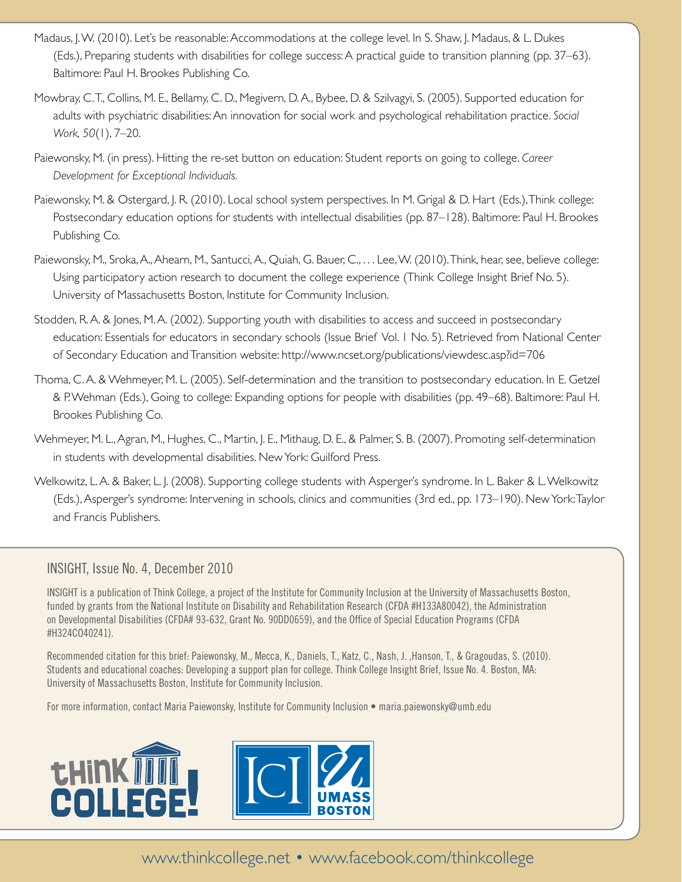Madaus, J.W. (2010). Let's be reasonable: Accommodations at the college level. In S. Shaw, J. Madaus, & L. Dukes (Eds.), Preparing students with disabilities for college success: A practical guide to transition planning (pp. 37–63). Baltimore: Paul H. Brookes Publishing Co.

Mowbray, C.T., Collins, M. E., Bellamy, C. D., Megivern, D. A., Bybee, D. & Szilvagyi, S. (2005). Supported education for adults with psychiatric disabilities: An innovation for social work and psychological rehabilitation practice. *Social Work, 50*(1), 7–20.

Paiewonsky, M. (in press). Hitting the re-set button on education: Student reports on going to college. *Career Development for Exceptional Individuals.*

Paiewonsky, M. & Ostergard, J. R. (2010). Local school system perspectives. In M. Grigal & D. Hart (Eds.), Think college: Postsecondary education options for students with intellectual disabilities (pp. 87–128). Baltimore: Paul H. Brookes Publishing Co.

Paiewonsky, M., Sroka, A., Ahearn, M., Santucci, A., Quiah, G. Bauer, C., . . . Lee, W. (2010). Think, hear, see, believe college: Using participatory action research to document the college experience (Think College Insight Brief No. 5). University of Massachusetts Boston, Institute for Community Inclusion.

Stodden, R. A. & Jones, M. A. (2002). Supporting youth with disabilities to access and succeed in postsecondary education: Essentials for educators in secondary schools (Issue Brief Vol. 1 No. 5). Retrieved from National Center of Secondary Education and Transition website: http://www.ncset.org/publications/viewdesc.asp?id=706

Thoma, C. A. & Wehmeyer, M. L. (2005). Self-determination and the transition to postsecondary education. In E. Getzel & P. Wehman (Eds.), Going to college: Expanding options for people with disabilities (pp. 49–68). Baltimore: Paul H. Brookes Publishing Co.

Wehmeyer, M. L., Agran, M., Hughes, C., Martin, J. E., Mithaug, D. E., & Palmer, S. B. (2007). Promoting self-determination in students with developmental disabilities. New York: Guilford Press.

Welkowitz, L. A. & Baker, L. J. (2008). Supporting college students with Asperger's syndrome. In L. Baker & L. Welkowitz (Eds.), Asperger's syndrome: Intervening in schools, clinics and communities (3rd ed., pp. 173–190). New York: Taylor and Francis Publishers.

INSIGHT, Issue No. 4, December 2010

INSIGHT is a publication of Think College, a project of the Institute for Community Inclusion at the University of Massachusetts Boston, funded by grants from the National Institute on Disability and Rehabilitation Research (CFDA #H133A80042), the Administration on Developmental Disabilities (CFDA# 93-632, Grant No. 90DD0659), and the Office of Special Education Programs (CFDA #H324C040241).

Recommended citation for this brief: Paiewonsky, M., Mecca, K., Daniels, T., Katz, C., Nash, J. ,Hanson, T., & Gragoudas, S. (2010). Students and educational coaches: Developing a support plan for college. Think College Insight Brief, Issue No. 4. Boston, MA: University of Massachusetts Boston, Institute for Community Inclusion.

For more information, contact Maria Paiewonsky, Institute for Community Inclusion • maria.paiewonsky@umb.edu

www.thinkcollege.net • www.facebook.com/thinkcollege